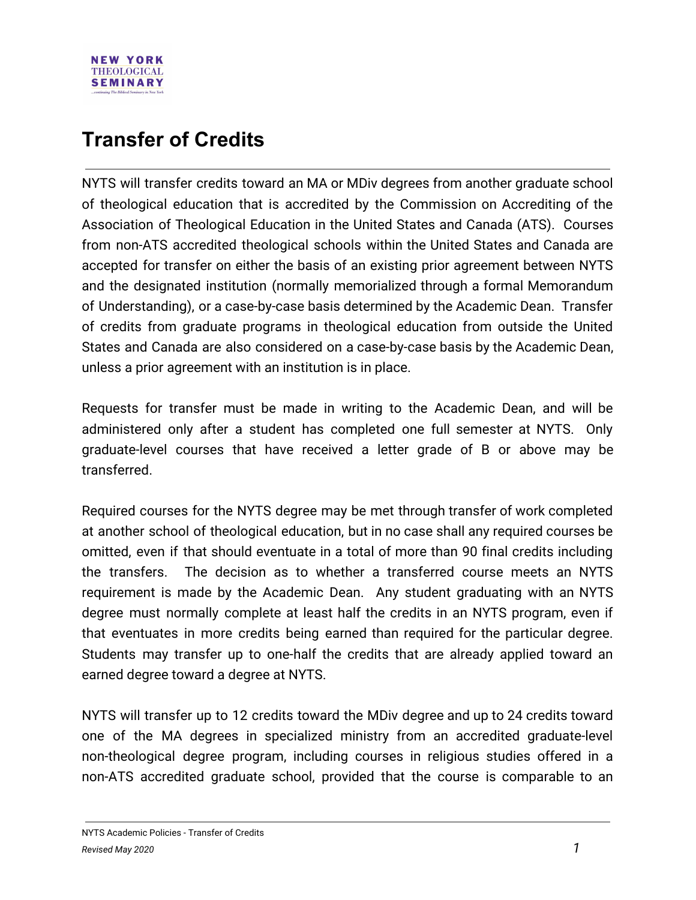# Transfer of Credits

NYTS will transfer credits toward an MA or MDiv degrees from another graduate school of theological education that is accredited by the Commission on Accrediting of the Association of Theological Education in the United States and Canada (ATS). Courses from non-ATS accredited theological schools within the United States and Canada are accepted for transfer on either the basis of an existing prior agreement between NYTS and the designated institution (normally memorialized through a formal Memorandum of Understanding), or a case-by-case basis determined by the Academic Dean. Transfer of credits from graduate programs in theological education from outside the United States and Canada are also considered on a case-by-case basis by the Academic Dean, unless a prior agreement with an institution is in place.

Requests for transfer must be made in writing to the Academic Dean, and will be administered only after a student has completed one full semester at NYTS. Only graduate-level courses that have received a letter grade of B or above may be transferred.

Required courses for the NYTS degree may be met through transfer of work completed at another school of theological education, but in no case shall any required courses be omitted, even if that should eventuate in a total of more than 90 final credits including the transfers. The decision as to whether a transferred course meets an NYTS requirement is made by the Academic Dean. Any student graduating with an NYTS degree must normally complete at least half the credits in an NYTS program, even if that eventuates in more credits being earned than required for the particular degree. Students may transfer up to one-half the credits that are already applied toward an earned degree toward a degree at NYTS.

NYTS will transfer up to 12 credits toward the MDiv degree and up to 24 credits toward one of the MA degrees in specialized ministry from an accredited graduate-level non-theological degree program, including courses in religious studies offered in a non-ATS accredited graduate school, provided that the course is comparable to an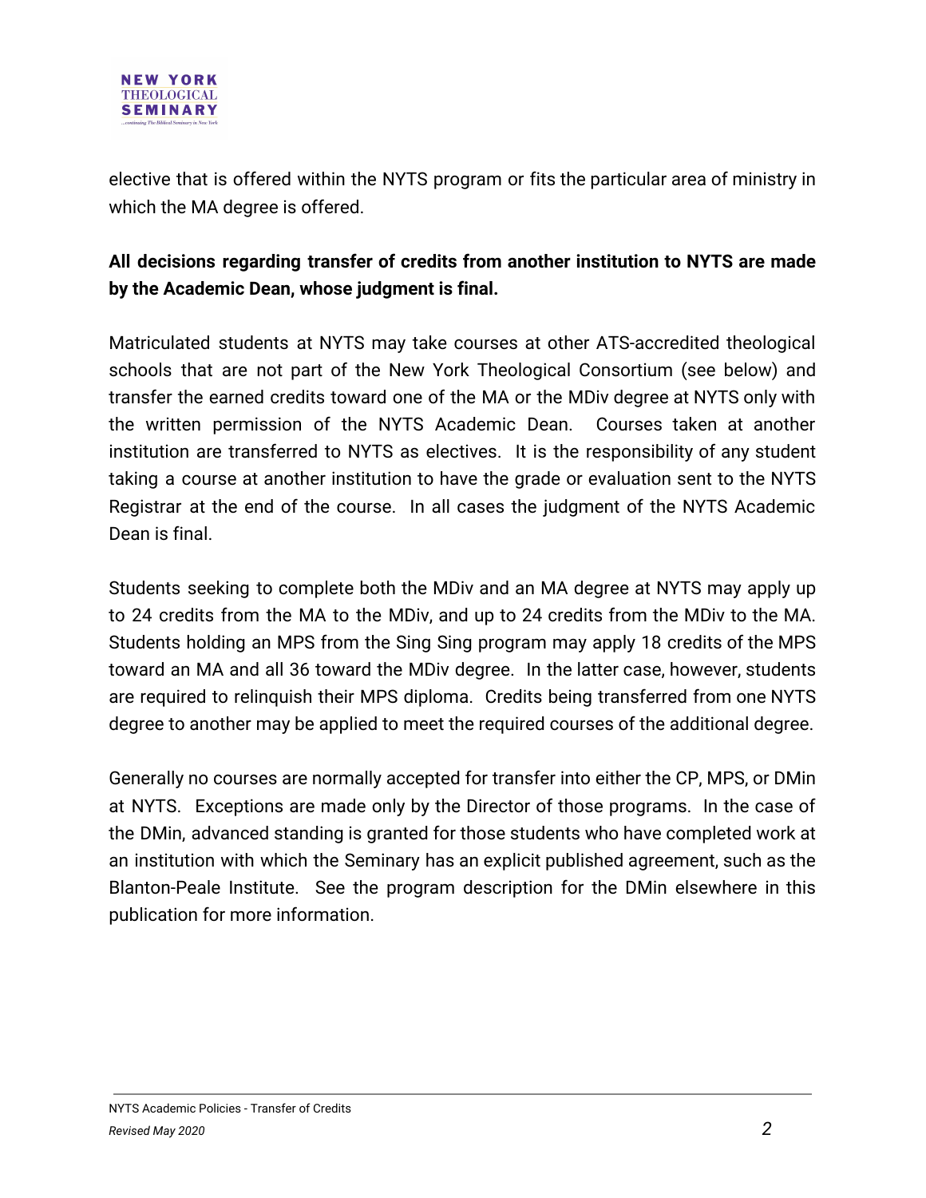elective that is offered within the NYTS program or fits the particular area of ministry in which the MA degree is offered.

**All decisions regarding transfer of credits from another institution to NYTS are made by the Academic Dean, whose judgment is final.**

Matriculated students at NYTS may take courses at other ATS-accredited theological schools that are not part of the New York Theological Consortium (see below) and transfer the earned credits toward one of the MA or the MDiv degree at NYTS only with the written permission of the NYTS Academic Dean. Courses taken at another institution are transferred to NYTS as electives. It is the responsibility of any student taking a course at another institution to have the grade or evaluation sent to the NYTS Registrar at the end of the course. In all cases the judgment of the NYTS Academic Dean is final.

Students seeking to complete both the MDiv and an MA degree at NYTS may apply up to 24 credits from the MA to the MDiv, and up to 24 credits from the MDiv to the MA. Students holding an MPS from the Sing Sing program may apply 18 credits of the MPS toward an MA and all 36 toward the MDiv degree. In the latter case, however, students are required to relinquish their MPS diploma. Credits being transferred from one NYTS degree to another may be applied to meet the required courses of the additional degree.

Generally no courses are normally accepted for transfer into either the CP, MPS, or DMin at NYTS. Exceptions are made only by the Director of those programs. In the case of the DMin, advanced standing is granted for those students who have completed work at an institution with which the Seminary has an explicit published agreement, such as the Blanton-Peale Institute. See the program description for the DMin elsewhere in this publication for more information.